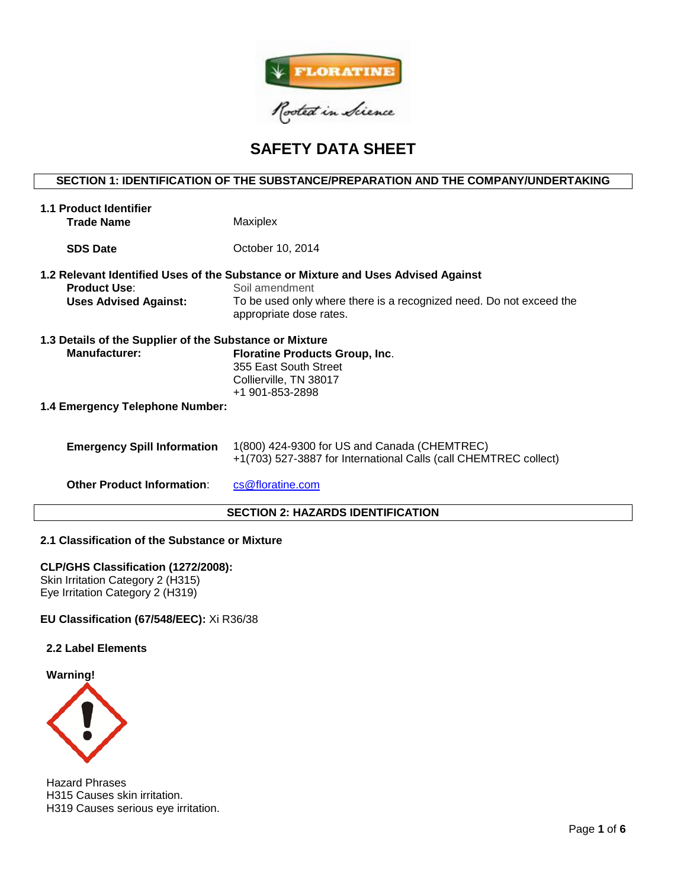FLORATINE

Rooted in Science

# SAFETY DATA SHEET

## SECTION 1: IDENTIFICATION OF THE SUBSTANCE/PREPARATION AND THE COMPANY/UNDERTAKING

### 1.1 Product Identifier

**Trade Name** Maxiplex

**SDS Date** October 10, 2014

### 1.2 Relevant Identified Uses of the Substance or Mixture and Uses Advised Against

**Product Use**: Soil amendment

**Uses Advised Against:** To be used only where there is a recognized need. Do not exceed the appropriate dose rates.

### 1.3 Details of the Supplier of the Substance or Mixture

**Manufacturer:** **Floratine Products Group, Inc**.
355 East South Street
Collierville, TN 38017
+1 901-853-2898

### 1.4 Emergency Telephone Number:

**Emergency Spill Information** 1(800) 424-9300 for US and Canada (CHEMTREC)
+1(703) 527-3887 for International Calls (call CHEMTREC collect)

**Other Product Information**: cs@floratine.com

## SECTION 2: HAZARDS IDENTIFICATION

### 2.1 Classification of the Substance or Mixture

**CLP/GHS Classification (1272/2008):**
Skin Irritation Category 2 (H315)
Eye Irritation Category 2 (H319)

**EU Classification (67/548/EEC):** Xi R36/38

### 2.2 Label Elements

**Warning!**

Hazard Phrases
H315 Causes skin irritation.
H319 Causes serious eye irritation.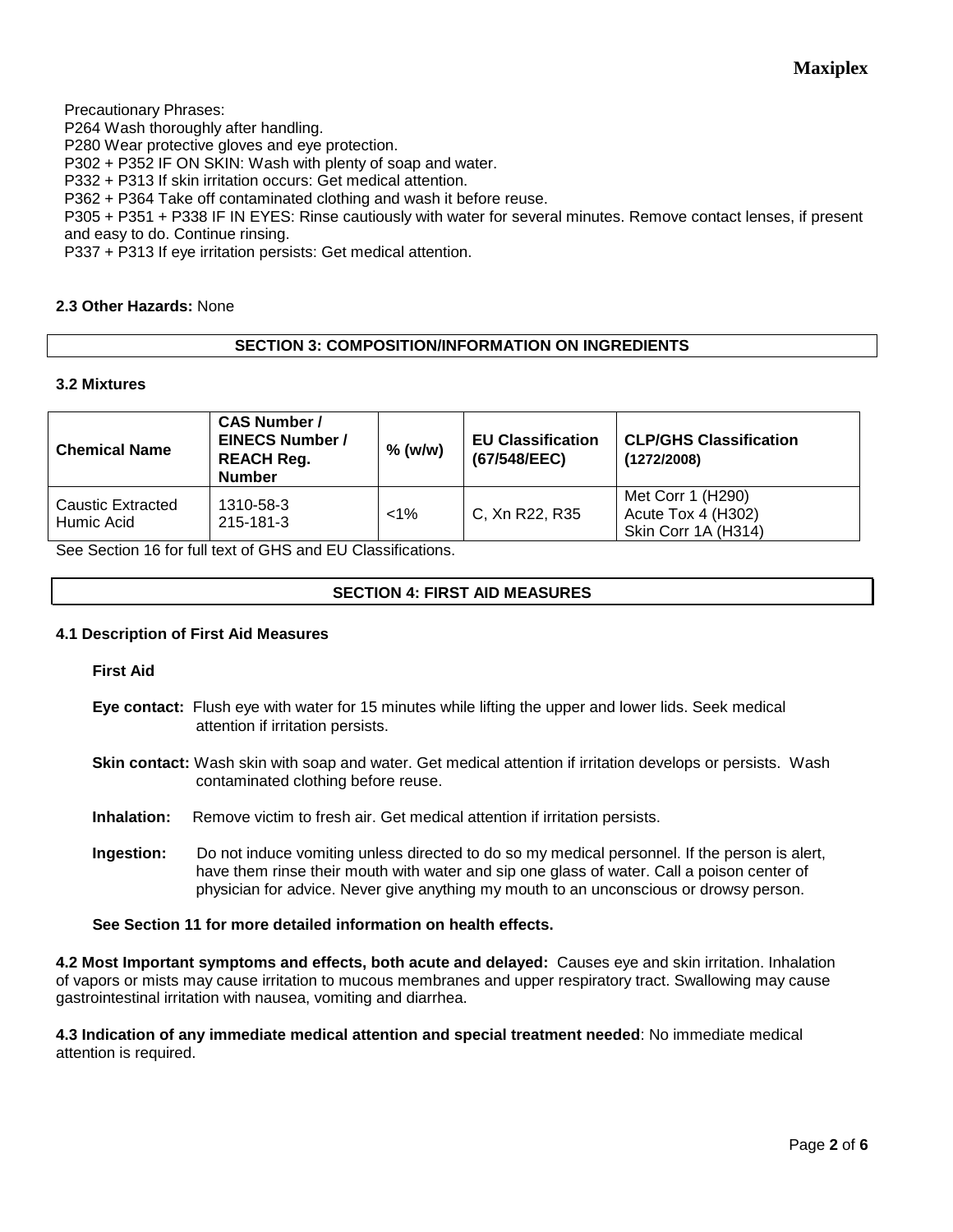Precautionary Phrases:
P264 Wash thoroughly after handling.
P280 Wear protective gloves and eye protection.
P302 + P352 IF ON SKIN: Wash with plenty of soap and water.
P332 + P313 If skin irritation occurs: Get medical attention.
P362 + P364 Take off contaminated clothing and wash it before reuse.
P305 + P351 + P338 IF IN EYES: Rinse cautiously with water for several minutes. Remove contact lenses, if present and easy to do. Continue rinsing.
P337 + P313 If eye irritation persists: Get medical attention.

**2.3 Other Hazards:** None

## SECTION 3: COMPOSITION/INFORMATION ON INGREDIENTS

### 3.2 Mixtures

| Chemical Name | CAS Number / EINECS Number / REACH Reg. Number | % (w/w) | EU Classification (67/548/EEC) | CLP/GHS Classification (1272/2008) |
|---|---|---|---|---|
| Caustic Extracted Humic Acid | 1310-58-3<br>215-181-3 | <1% | C, Xn R22, R35 | Met Corr 1 (H290)<br>Acute Tox 4 (H302)<br>Skin Corr 1A (H314) |

See Section 16 for full text of GHS and EU Classifications.

## SECTION 4: FIRST AID MEASURES

### 4.1 Description of First Aid Measures

**First Aid**

**Eye contact:** Flush eye with water for 15 minutes while lifting the upper and lower lids. Seek medical attention if irritation persists.

**Skin contact:** Wash skin with soap and water. Get medical attention if irritation develops or persists. Wash contaminated clothing before reuse.

**Inhalation:** Remove victim to fresh air. Get medical attention if irritation persists.

**Ingestion:** Do not induce vomiting unless directed to do so my medical personnel. If the person is alert, have them rinse their mouth with water and sip one glass of water. Call a poison center of physician for advice. Never give anything my mouth to an unconscious or drowsy person.

**See Section 11 for more detailed information on health effects.**

**4.2 Most Important symptoms and effects, both acute and delayed:** Causes eye and skin irritation. Inhalation of vapors or mists may cause irritation to mucous membranes and upper respiratory tract. Swallowing may cause gastrointestinal irritation with nausea, vomiting and diarrhea.

**4.3 Indication of any immediate medical attention and special treatment needed**: No immediate medical attention is required.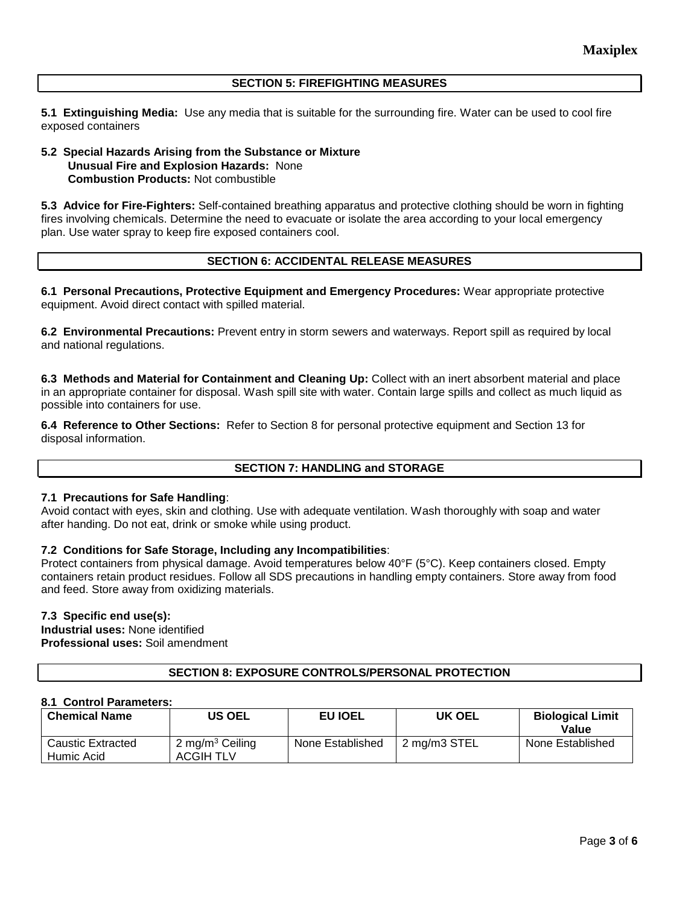## SECTION 5: FIREFIGHTING MEASURES

**5.1 Extinguishing Media:** Use any media that is suitable for the surrounding fire. Water can be used to cool fire exposed containers

**5.2 Special Hazards Arising from the Substance or Mixture**
**Unusual Fire and Explosion Hazards:** None
**Combustion Products:** Not combustible

**5.3 Advice for Fire-Fighters:** Self-contained breathing apparatus and protective clothing should be worn in fighting fires involving chemicals. Determine the need to evacuate or isolate the area according to your local emergency plan. Use water spray to keep fire exposed containers cool.

## SECTION 6: ACCIDENTAL RELEASE MEASURES

**6.1 Personal Precautions, Protective Equipment and Emergency Procedures:** Wear appropriate protective equipment. Avoid direct contact with spilled material.

**6.2 Environmental Precautions:** Prevent entry in storm sewers and waterways. Report spill as required by local and national regulations.

**6.3 Methods and Material for Containment and Cleaning Up:** Collect with an inert absorbent material and place in an appropriate container for disposal. Wash spill site with water. Contain large spills and collect as much liquid as possible into containers for use.

**6.4 Reference to Other Sections:** Refer to Section 8 for personal protective equipment and Section 13 for disposal information.

## SECTION 7: HANDLING and STORAGE

**7.1 Precautions for Safe Handling**:
Avoid contact with eyes, skin and clothing. Use with adequate ventilation. Wash thoroughly with soap and water after handing. Do not eat, drink or smoke while using product.

**7.2 Conditions for Safe Storage, Including any Incompatibilities**:
Protect containers from physical damage. Avoid temperatures below 40°F (5°C). Keep containers closed. Empty containers retain product residues. Follow all SDS precautions in handling empty containers. Store away from food and feed. Store away from oxidizing materials.

**7.3 Specific end use(s):**
**Industrial uses:** None identified
**Professional uses:** Soil amendment

## SECTION 8: EXPOSURE CONTROLS/PERSONAL PROTECTION

**8.1 Control Parameters:**

| Chemical Name | US OEL | EU IOEL | UK OEL | Biological Limit Value |
|---|---|---|---|---|
| Caustic Extracted Humic Acid | 2 mg/m$^3$ Ceiling ACGIH TLV | None Established | 2 mg/m3 STEL | None Established |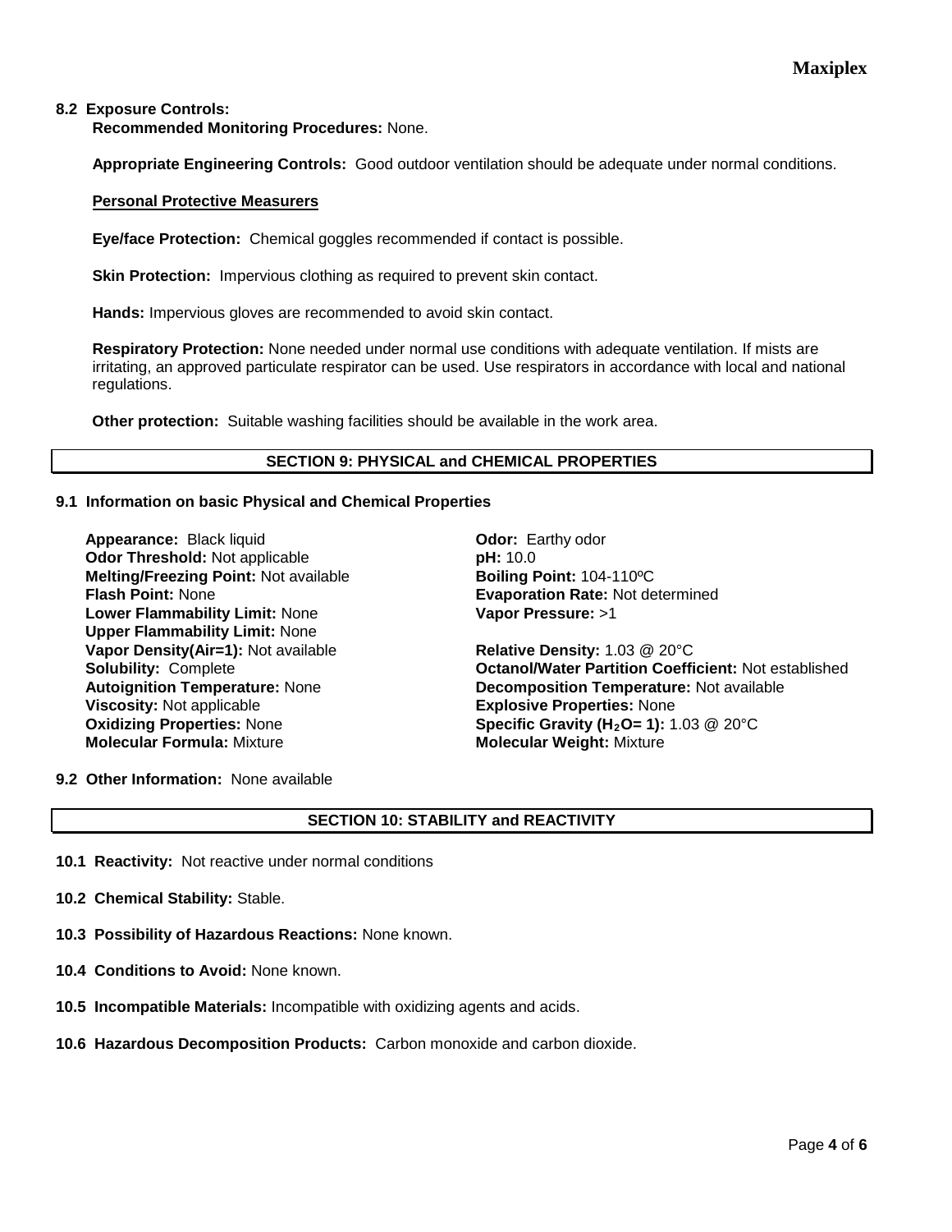**8.2 Exposure Controls:**

**Recommended Monitoring Procedures:** None.

**Appropriate Engineering Controls:** Good outdoor ventilation should be adequate under normal conditions.

**Personal Protective Measurers**

**Eye/face Protection:** Chemical goggles recommended if contact is possible.

**Skin Protection:** Impervious clothing as required to prevent skin contact.

**Hands:** Impervious gloves are recommended to avoid skin contact.

**Respiratory Protection:** None needed under normal use conditions with adequate ventilation. If mists are irritating, an approved particulate respirator can be used. Use respirators in accordance with local and national regulations.

**Other protection:** Suitable washing facilities should be available in the work area.

## SECTION 9: PHYSICAL and CHEMICAL PROPERTIES

**9.1 Information on basic Physical and Chemical Properties**

**Appearance:** Black liquid
**Odor Threshold:** Not applicable
**Melting/Freezing Point:** Not available
**Flash Point:** None
**Lower Flammability Limit:** None
**Upper Flammability Limit:** None
**Vapor Density(Air=1):** Not available
**Solubility:** Complete
**Autoignition Temperature:** None
**Viscosity:** Not applicable
**Oxidizing Properties:** None
**Molecular Formula:** Mixture

**Odor:** Earthy odor
**pH:** 10.0
**Boiling Point:** 104-110ºC
**Evaporation Rate:** Not determined
**Vapor Pressure:** >1

**Relative Density:** 1.03 @ 20°C
**Octanol/Water Partition Coefficient:** Not established
**Decomposition Temperature:** Not available
**Explosive Properties:** None
**Specific Gravity ($H_2O$= 1):** 1.03 @ 20°C
**Molecular Weight:** Mixture

**9.2 Other Information:** None available

## SECTION 10: STABILITY and REACTIVITY

**10.1 Reactivity:** Not reactive under normal conditions

**10.2 Chemical Stability:** Stable.

**10.3 Possibility of Hazardous Reactions:** None known.

**10.4 Conditions to Avoid:** None known.

**10.5 Incompatible Materials:** Incompatible with oxidizing agents and acids.

**10.6 Hazardous Decomposition Products:** Carbon monoxide and carbon dioxide.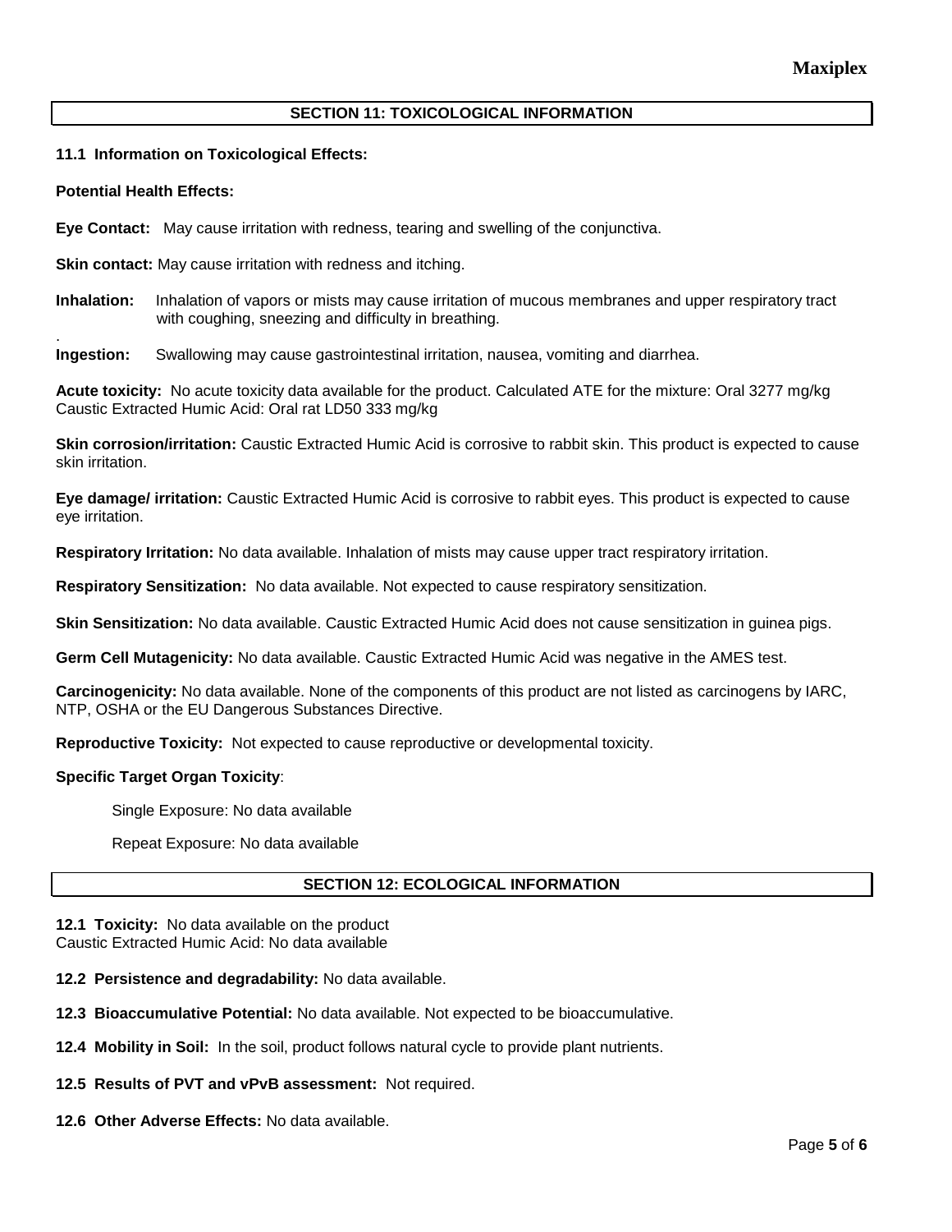## SECTION 11: TOXICOLOGICAL INFORMATION

**11.1 Information on Toxicological Effects:**

**Potential Health Effects:**

**Eye Contact:** May cause irritation with redness, tearing and swelling of the conjunctiva.

**Skin contact:** May cause irritation with redness and itching.

**Inhalation:** Inhalation of vapors or mists may cause irritation of mucous membranes and upper respiratory tract with coughing, sneezing and difficulty in breathing.

**Ingestion:** Swallowing may cause gastrointestinal irritation, nausea, vomiting and diarrhea.

**Acute toxicity:** No acute toxicity data available for the product. Calculated ATE for the mixture: Oral 3277 mg/kg
Caustic Extracted Humic Acid: Oral rat LD50 333 mg/kg

**Skin corrosion/irritation:** Caustic Extracted Humic Acid is corrosive to rabbit skin. This product is expected to cause skin irritation.

**Eye damage/ irritation:** Caustic Extracted Humic Acid is corrosive to rabbit eyes. This product is expected to cause eye irritation.

**Respiratory Irritation:** No data available. Inhalation of mists may cause upper tract respiratory irritation.

**Respiratory Sensitization:** No data available. Not expected to cause respiratory sensitization.

**Skin Sensitization:** No data available. Caustic Extracted Humic Acid does not cause sensitization in guinea pigs.

**Germ Cell Mutagenicity:** No data available. Caustic Extracted Humic Acid was negative in the AMES test.

**Carcinogenicity:** No data available. None of the components of this product are not listed as carcinogens by IARC, NTP, OSHA or the EU Dangerous Substances Directive.

**Reproductive Toxicity:** Not expected to cause reproductive or developmental toxicity.

**Specific Target Organ Toxicity**:

Single Exposure: No data available

Repeat Exposure: No data available

## SECTION 12: ECOLOGICAL INFORMATION

**12.1 Toxicity:** No data available on the product
Caustic Extracted Humic Acid: No data available

**12.2 Persistence and degradability:** No data available.

**12.3 Bioaccumulative Potential:** No data available. Not expected to be bioaccumulative.

**12.4 Mobility in Soil:** In the soil, product follows natural cycle to provide plant nutrients.

**12.5 Results of PVT and vPvB assessment:** Not required.

**12.6 Other Adverse Effects:** No data available.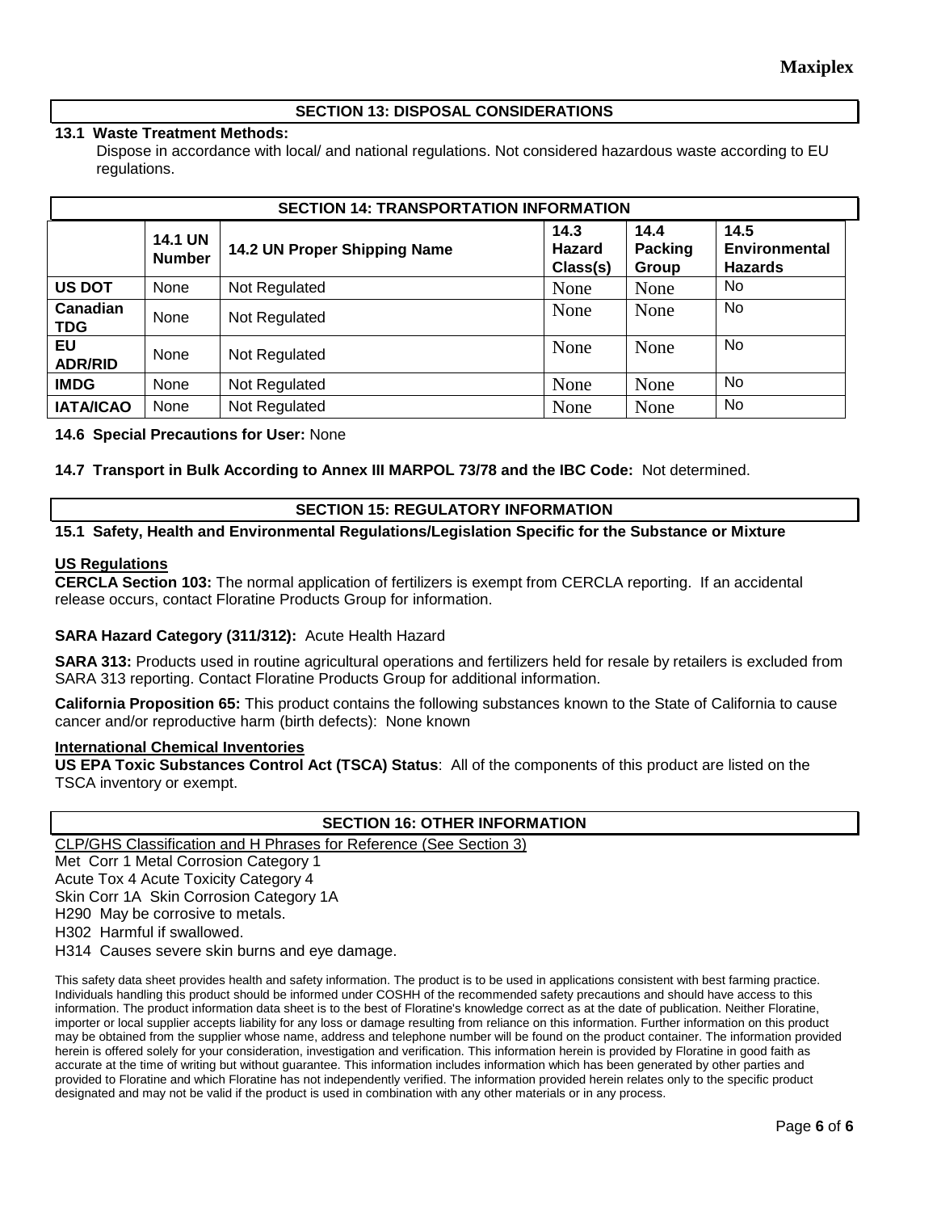## SECTION 13: DISPOSAL CONSIDERATIONS

**13.1 Waste Treatment Methods:**

Dispose in accordance with local/ and national regulations. Not considered hazardous waste according to EU regulations.

## SECTION 14: TRANSPORTATION INFORMATION

| | 14.1 UN Number | 14.2 UN Proper Shipping Name | 14.3 Hazard Class(s) | 14.4 Packing Group | 14.5 Environmental Hazards |
|---|---|---|---|---|---|
| **US DOT** | None | Not Regulated | None | None | No |
| **Canadian TDG** | None | Not Regulated | None | None | No |
| **EU ADR/RID** | None | Not Regulated | None | None | No |
| **IMDG** | None | Not Regulated | None | None | No |
| **IATA/ICAO** | None | Not Regulated | None | None | No |

**14.6 Special Precautions for User:** None

**14.7 Transport in Bulk According to Annex III MARPOL 73/78 and the IBC Code:** Not determined.

## SECTION 15: REGULATORY INFORMATION

**15.1 Safety, Health and Environmental Regulations/Legislation Specific for the Substance or Mixture**

**US Regulations**

**CERCLA Section 103:** The normal application of fertilizers is exempt from CERCLA reporting. If an accidental release occurs, contact Floratine Products Group for information.

**SARA Hazard Category (311/312):** Acute Health Hazard

**SARA 313:** Products used in routine agricultural operations and fertilizers held for resale by retailers is excluded from SARA 313 reporting. Contact Floratine Products Group for additional information.

**California Proposition 65:** This product contains the following substances known to the State of California to cause cancer and/or reproductive harm (birth defects): None known

**International Chemical Inventories**

**US EPA Toxic Substances Control Act (TSCA) Status**: All of the components of this product are listed on the TSCA inventory or exempt.

## SECTION 16: OTHER INFORMATION

CLP/GHS Classification and H Phrases for Reference (See Section 3)

Met Corr 1 Metal Corrosion Category 1

Acute Tox 4 Acute Toxicity Category 4

Skin Corr 1A Skin Corrosion Category 1A

H290 May be corrosive to metals.

H302 Harmful if swallowed.

H314 Causes severe skin burns and eye damage.

This safety data sheet provides health and safety information. The product is to be used in applications consistent with best farming practice. Individuals handling this product should be informed under COSHH of the recommended safety precautions and should have access to this information. The product information data sheet is to the best of Floratine's knowledge correct as at the date of publication. Neither Floratine, importer or local supplier accepts liability for any loss or damage resulting from reliance on this information. Further information on this product may be obtained from the supplier whose name, address and telephone number will be found on the product container. The information provided herein is offered solely for your consideration, investigation and verification. This information herein is provided by Floratine in good faith as accurate at the time of writing but without guarantee. This information includes information which has been generated by other parties and provided to Floratine and which Floratine has not independently verified. The information provided herein relates only to the specific product designated and may not be valid if the product is used in combination with any other materials or in any process.